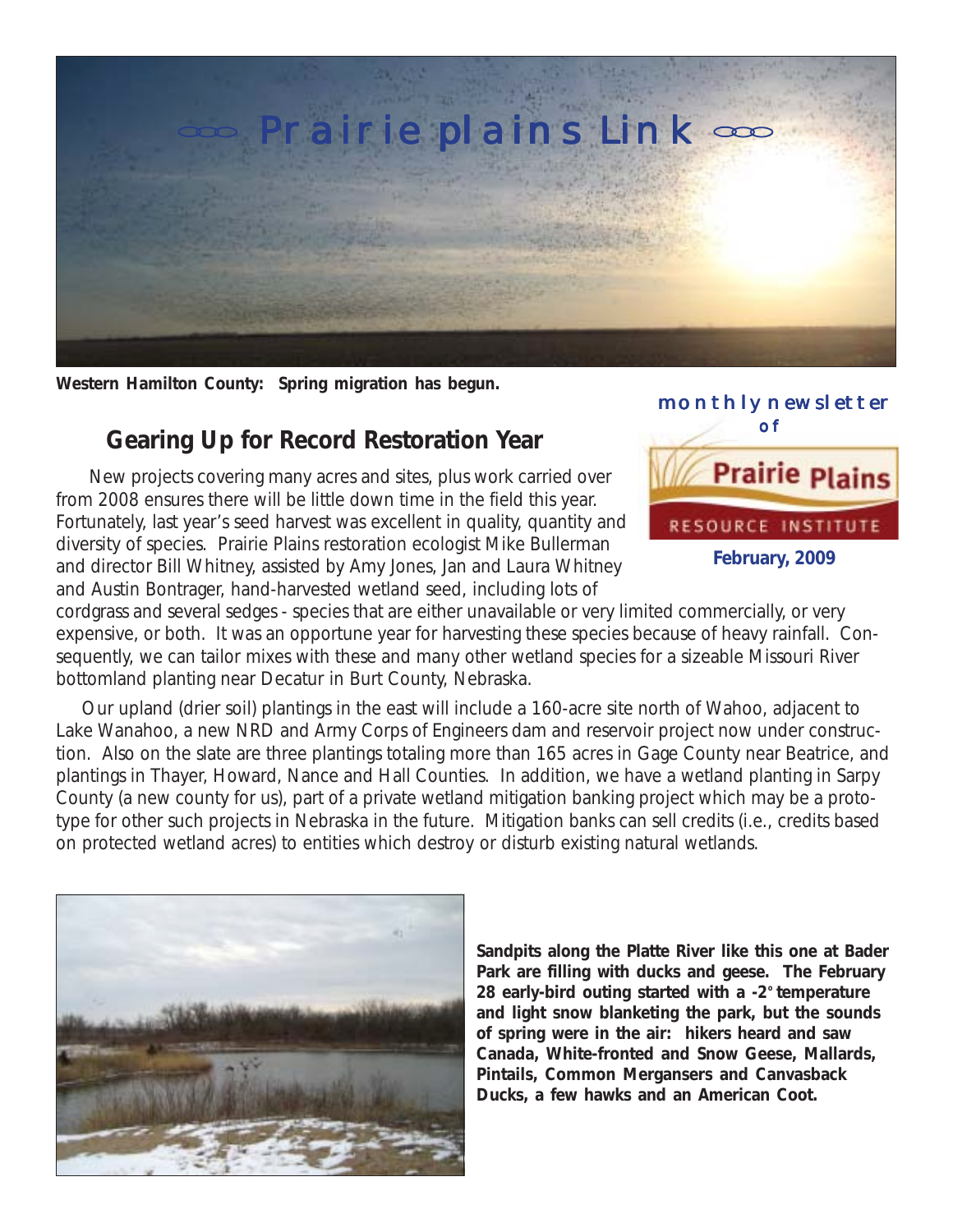# Prairie plains Link

Western Hamilton County: Spring migration has begun.

monthly newsletter of

Prairie Plains RESOURCE INSTITUTE

February, 2009

## Gearing Up for Record Restoration Year

New projects covering many acres and sites, plus work carried over from 2008 ensures there will be little down time in the field this year. Fortunately, last year's seed harvest was excellent in quality, quantity and diversity of species. Prairie Plains restoration ecologist Mike Bullerman and director Bill Whitney, assisted by Amy Jones, Jan and Laura Whitney and Austin Bontrager, hand-harvested wetland seed, including lots of cordgrass and several sedges - species that are either unavailable or very limited commercially, or very expensive, or both. It was an opportune year for harvesting these species because of heavy rainfall. Consequently, we can tailor mixes with these and many other wetland species for a sizeable Missouri River bottomland planting near Decatur in Burt County, Nebraska.

Our upland (drier soil) plantings in the east will include a 160-acre site north of Wahoo, adjacent to Lake Wanahoo, a new NRD and Army Corps of Engineers dam and reservoir project now under construction. Also on the slate are three plantings totaling more than 165 acres in Gage County near Beatrice, and plantings in Thayer, Howard, Nance and Hall Counties. In addition, we have a wetland planting in Sarpy County (a new county for us), part of a private wetland mitigation banking project which may be a prototype for other such projects in Nebraska in the future. Mitigation banks can sell credits (i.e., credits based on protected wetland acres) to entities which destroy or disturb existing natural wetlands.

**Sandpits along the Platte River like this one at Bader Park are filling with ducks and geese. The February 28 early-bird outing started with a -2° temperature and light snow blanketing the park, but the sounds of spring were in the air: hikers heard and saw Canada, White-fronted and Snow Geese, Mallards, Pintails, Common Mergansers and Canvasback Ducks, a few hawks and an American Coot.**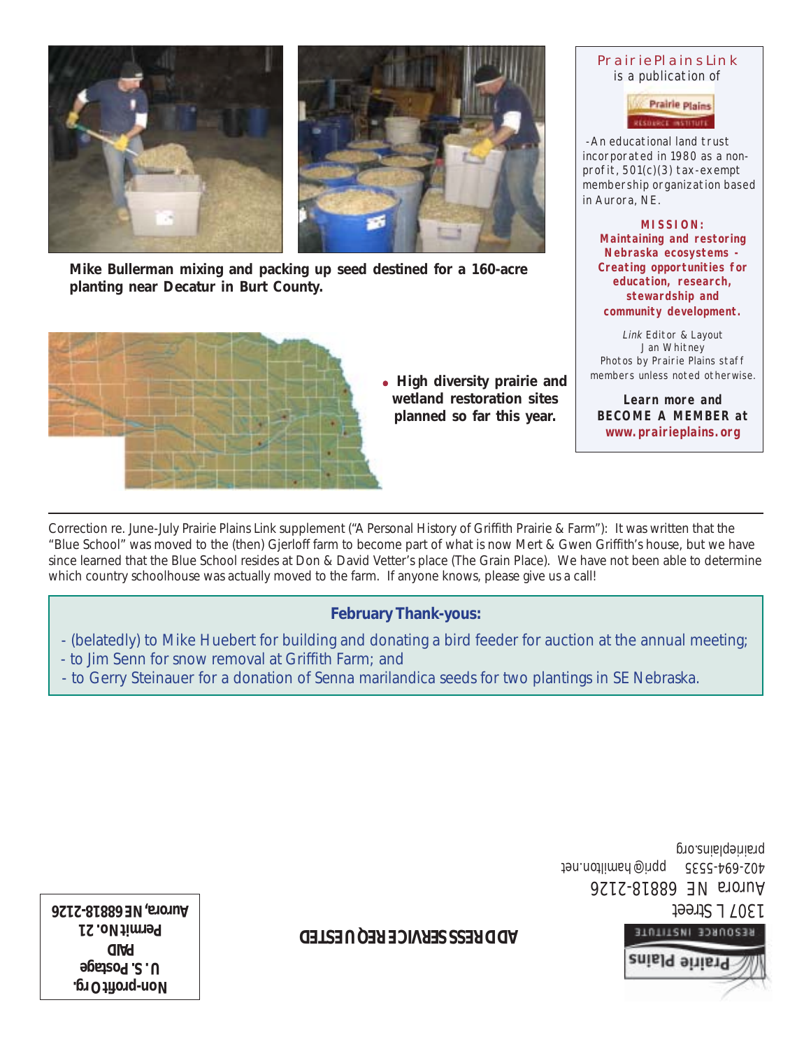Mike Bullerman mixing and packing up seed destined for a 160-acre planting near Decatur in Burt County.

- High diversity prairie and wetland restoration sites planned so far this year.

Prairie Plains Link is a publication of

Prairie Plains RESOURCE INSTITUTE

-An educational land trust incorporated in 1980 as a non-profit, 501(c)(3) tax-exempt membership organization based in Aurora, NE.

**MISSION:**
**Maintaining and restoring Nebraska ecosystems - Creating opportunities for education, research, stewardship and community development.**

*Link* Editor & Layout
Jan Whitney
Photos by Prairie Plains staff members unless noted otherwise.

**Learn more and BECOME A MEMBER at www.prairieplains.org**

---

Correction re. June-July Prairie Plains Link supplement ("A Personal History of Griffith Prairie & Farm"): It was written that the "Blue School" was moved to the (then) Gjerloff farm to become part of what is now Mert & Gwen Griffith's house, but we have since learned that the Blue School resides at Don & David Vetter's place (The Grain Place). We have not been able to determine which country schoolhouse was actually moved to the farm. If anyone knows, please give us a call!

**February Thank-yous:**

- (belatedly) to Mike Huebert for building and donating a bird feeder for auction at the annual meeting;
- to Jim Senn for snow removal at Griffith Farm; and
- to Gerry Steinauer for a donation of Senna marilandica seeds for two plantings in SE Nebraska.

Prairie Plains RESOURCE INSTITUTE
1307 L Street
Aurora NE 68818-2126
402-694-5535 ppri@hamilton.net
prairieplains.org

**ADDRESS SERVICE REQUESTED**

**Non-profit Org.
U.S. Postage
PAID
Permit No. 21
Aurora, NE 68818-2126**